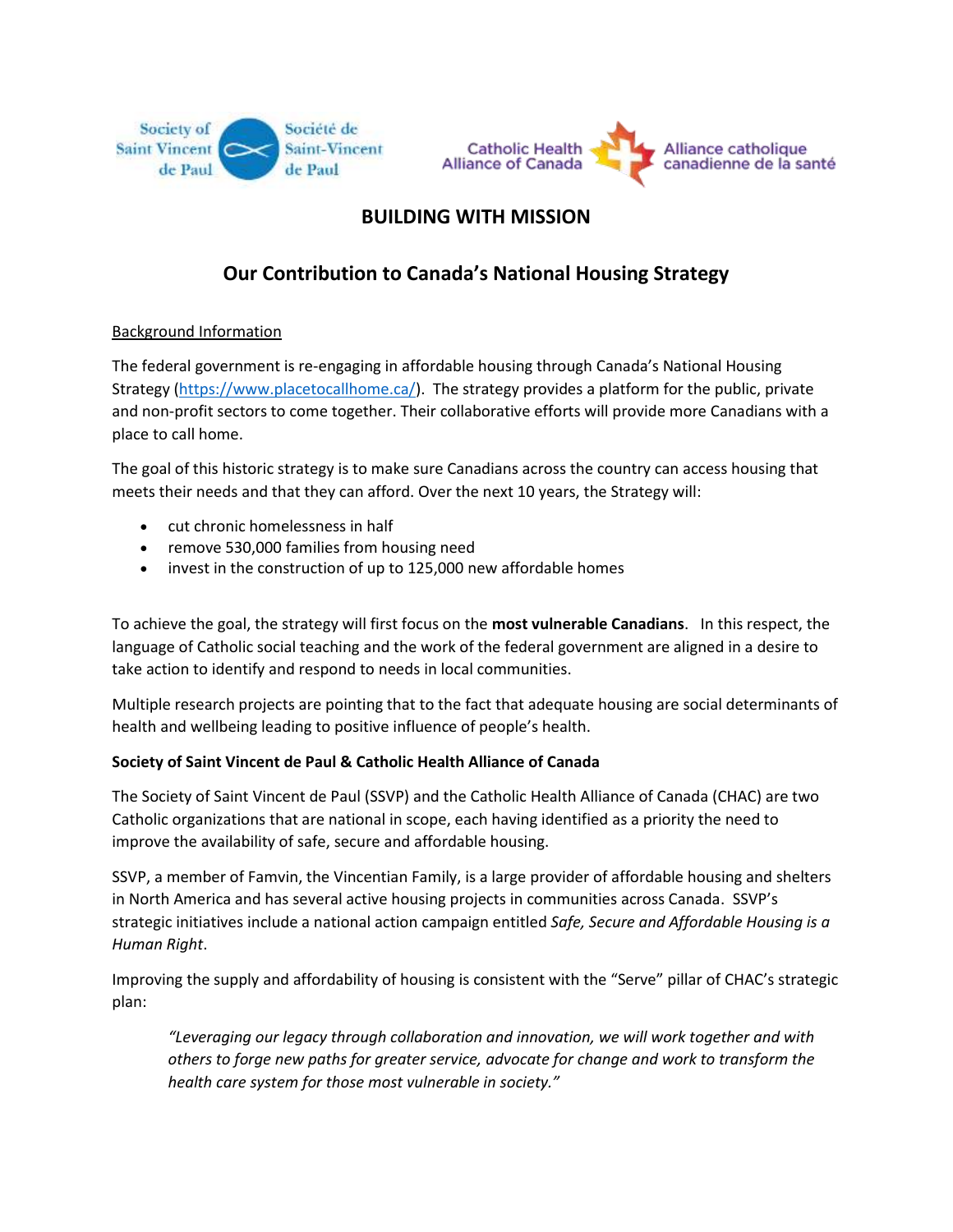Society of Saint Vincent de Paul | Société de Saint-Vincent de Paul

Catholic Health Alliance of Canada | Alliance catholique canadienne de la santé

# BUILDING WITH MISSION

## Our Contribution to Canada's National Housing Strategy

Background Information

The federal government is re-engaging in affordable housing through Canada's National Housing Strategy ([https://www.placetocallhome.ca/](https://www.placetocallhome.ca/)). The strategy provides a platform for the public, private and non-profit sectors to come together. Their collaborative efforts will provide more Canadians with a place to call home.

The goal of this historic strategy is to make sure Canadians across the country can access housing that meets their needs and that they can afford. Over the next 10 years, the Strategy will:

- cut chronic homelessness in half
- remove 530,000 families from housing need
- invest in the construction of up to 125,000 new affordable homes

To achieve the goal, the strategy will first focus on the **most vulnerable Canadians**. In this respect, the language of Catholic social teaching and the work of the federal government are aligned in a desire to take action to identify and respond to needs in local communities.

Multiple research projects are pointing that to the fact that adequate housing are social determinants of health and wellbeing leading to positive influence of people's health.

**Society of Saint Vincent de Paul & Catholic Health Alliance of Canada**

The Society of Saint Vincent de Paul (SSVP) and the Catholic Health Alliance of Canada (CHAC) are two Catholic organizations that are national in scope, each having identified as a priority the need to improve the availability of safe, secure and affordable housing.

SSVP, a member of Famvin, the Vincentian Family, is a large provider of affordable housing and shelters in North America and has several active housing projects in communities across Canada. SSVP's strategic initiatives include a national action campaign entitled *Safe, Secure and Affordable Housing is a Human Right*.

Improving the supply and affordability of housing is consistent with the "Serve" pillar of CHAC's strategic plan:

> *"Leveraging our legacy through collaboration and innovation, we will work together and with others to forge new paths for greater service, advocate for change and work to transform the health care system for those most vulnerable in society."*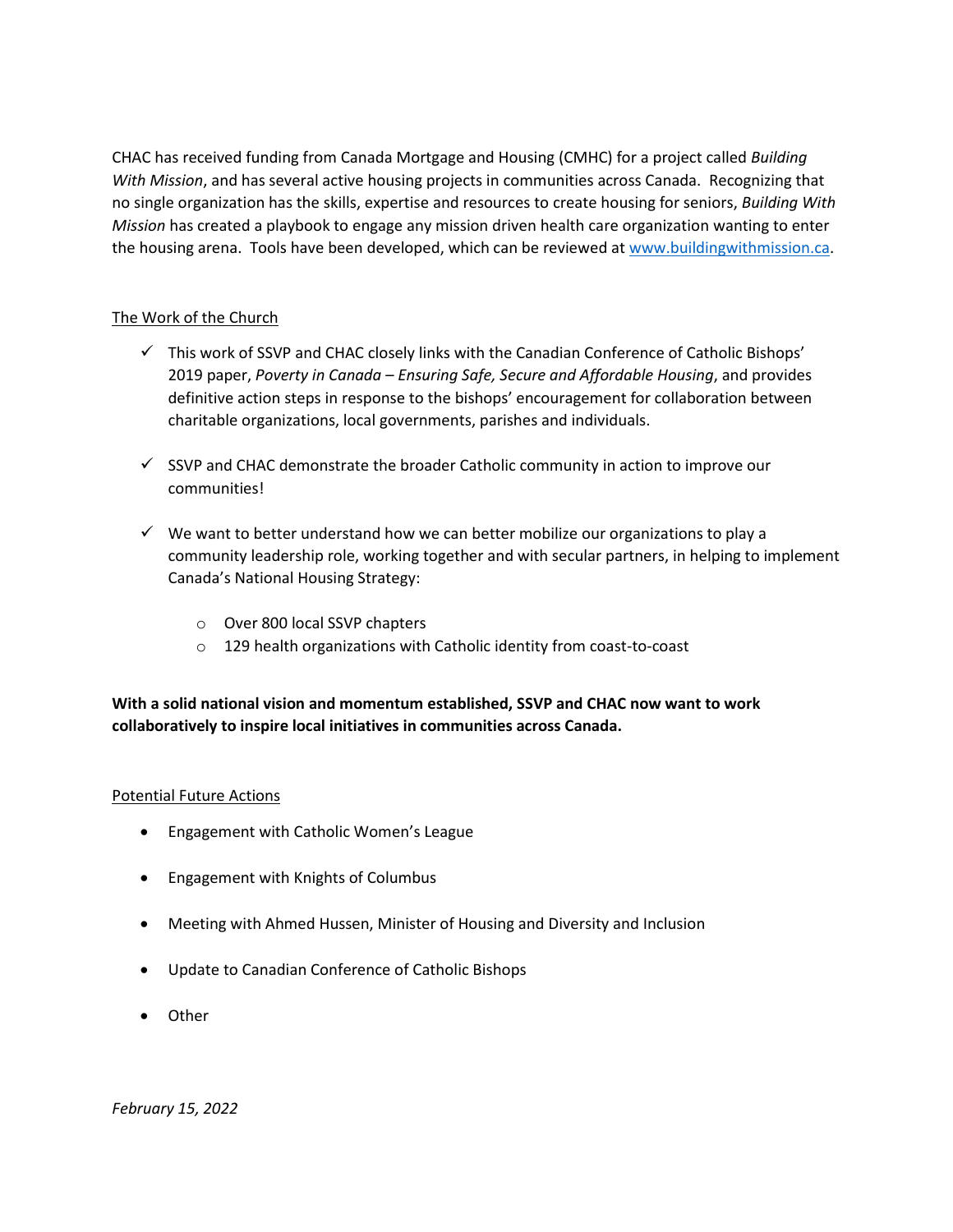CHAC has received funding from Canada Mortgage and Housing (CMHC) for a project called *Building With Mission*, and has several active housing projects in communities across Canada. Recognizing that no single organization has the skills, expertise and resources to create housing for seniors, *Building With Mission* has created a playbook to engage any mission driven health care organization wanting to enter the housing arena. Tools have been developed, which can be reviewed at [www.buildingwithmission.ca](http://www.buildingwithmission.ca).

## The Work of the Church

- ✓ This work of SSVP and CHAC closely links with the Canadian Conference of Catholic Bishops' 2019 paper, *Poverty in Canada – Ensuring Safe, Secure and Affordable Housing*, and provides definitive action steps in response to the bishops' encouragement for collaboration between charitable organizations, local governments, parishes and individuals.

- ✓ SSVP and CHAC demonstrate the broader Catholic community in action to improve our communities!

- ✓ We want to better understand how we can better mobilize our organizations to play a community leadership role, working together and with secular partners, in helping to implement Canada's National Housing Strategy:
  - Over 800 local SSVP chapters
  - 129 health organizations with Catholic identity from coast-to-coast

**With a solid national vision and momentum established, SSVP and CHAC now want to work collaboratively to inspire local initiatives in communities across Canada.**

## Potential Future Actions

- Engagement with Catholic Women's League
- Engagement with Knights of Columbus
- Meeting with Ahmed Hussen, Minister of Housing and Diversity and Inclusion
- Update to Canadian Conference of Catholic Bishops
- Other

*February 15, 2022*